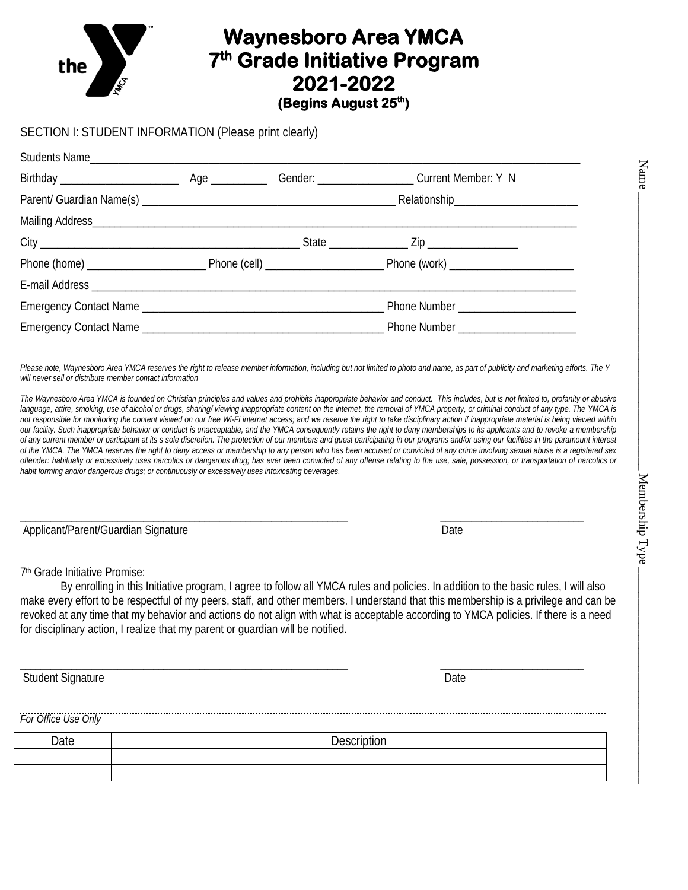# Waynesboro Area YMCA
# 7th Grade Initiative Program
# 2021-2022
### (Begins August 25th)

SECTION I: STUDENT INFORMATION (Please print clearly)

Students Name_______________________________________________________________________________

Birthday ____________________ Age __________ Gender: ________________ Current Member: Y N

Parent/ Guardian Name(s) ___________________________________________ Relationship_____________________

Mailing Address_______________________________________________________________________________

City _____________________________________________ State _____________ Zip _______________

Phone (home) ____________________ Phone (cell) ____________________ Phone (work) _____________________

E-mail Address ________________________________________________________________________________

Emergency Contact Name _________________________________________ Phone Number ____________________

Emergency Contact Name _________________________________________ Phone Number ____________________

*Please note, Waynesboro Area YMCA reserves the right to release member information, including but not limited to photo and name, as part of publicity and marketing efforts. The Y will never sell or distribute member contact information*

*The Waynesboro Area YMCA is founded on Christian principles and values and prohibits inappropriate behavior and conduct. This includes, but is not limited to, profanity or abusive language, attire, smoking, use of alcohol or drugs, sharing/ viewing inappropriate content on the internet, the removal of YMCA property, or criminal conduct of any type. The YMCA is not responsible for monitoring the content viewed on our free Wi-Fi internet access; and we reserve the right to take disciplinary action if inappropriate material is being viewed within our facility. Such inappropriate behavior or conduct is unacceptable, and the YMCA consequently retains the right to deny memberships to its applicants and to revoke a membership of any current member or participant at its s sole discretion. The protection of our members and guest participating in our programs and/or using our facilities in the paramount interest of the YMCA. The YMCA reserves the right to deny access or membership to any person who has been accused or convicted of any crime involving sexual abuse is a registered sex offender: habitually or excessively uses narcotics or dangerous drug; has ever been convicted of any offense relating to the use, sale, possession, or transportation of narcotics or habit forming and/or dangerous drugs; or continuously or excessively uses intoxicating beverages.*

_________________________________________________________ _________________________

Applicant/Parent/Guardian Signature Date

7th Grade Initiative Promise:

By enrolling in this Initiative program, I agree to follow all YMCA rules and policies. In addition to the basic rules, I will also make every effort to be respectful of my peers, staff, and other members. I understand that this membership is a privilege and can be revoked at any time that my behavior and actions do not align with what is acceptable according to YMCA policies. If there is a need for disciplinary action, I realize that my parent or guardian will be notified.

_________________________________________________________ _________________________

Student Signature Date

*For Office Use Only*

| Date | Description |
|---|---|
| | |
| | |

Name ____________________ Membership Type ____________________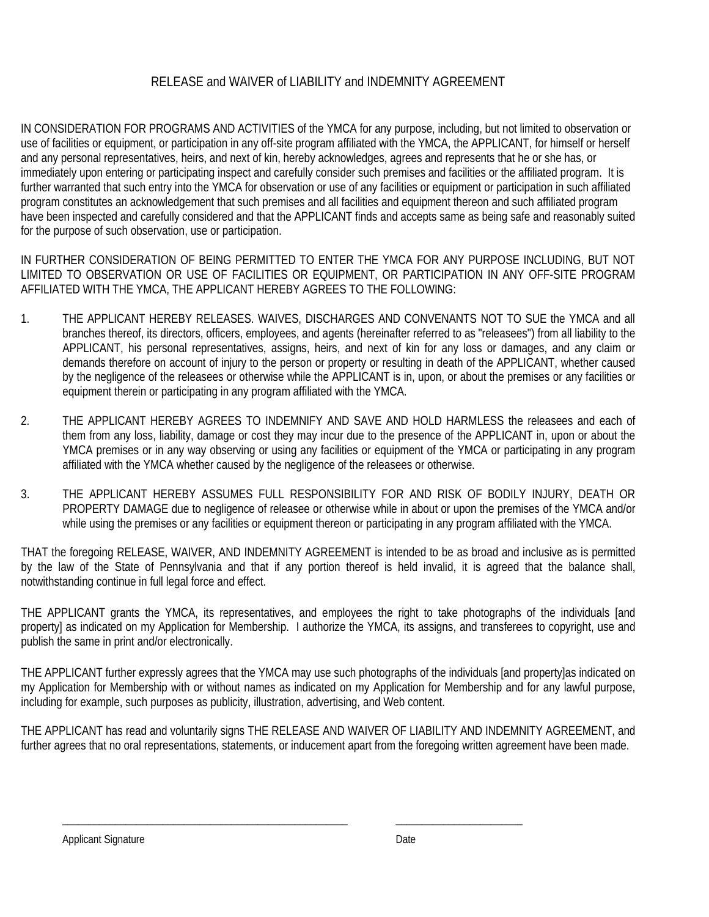# RELEASE and WAIVER of LIABILITY and INDEMNITY AGREEMENT

IN CONSIDERATION FOR PROGRAMS AND ACTIVITIES of the YMCA for any purpose, including, but not limited to observation or use of facilities or equipment, or participation in any off-site program affiliated with the YMCA, the APPLICANT, for himself or herself and any personal representatives, heirs, and next of kin, hereby acknowledges, agrees and represents that he or she has, or immediately upon entering or participating inspect and carefully consider such premises and facilities or the affiliated program. It is further warranted that such entry into the YMCA for observation or use of any facilities or equipment or participation in such affiliated program constitutes an acknowledgement that such premises and all facilities and equipment thereon and such affiliated program have been inspected and carefully considered and that the APPLICANT finds and accepts same as being safe and reasonably suited for the purpose of such observation, use or participation.

IN FURTHER CONSIDERATION OF BEING PERMITTED TO ENTER THE YMCA FOR ANY PURPOSE INCLUDING, BUT NOT LIMITED TO OBSERVATION OR USE OF FACILITIES OR EQUIPMENT, OR PARTICIPATION IN ANY OFF-SITE PROGRAM AFFILIATED WITH THE YMCA, THE APPLICANT HEREBY AGREES TO THE FOLLOWING:

1. THE APPLICANT HEREBY RELEASES. WAIVES, DISCHARGES AND CONVENANTS NOT TO SUE the YMCA and all branches thereof, its directors, officers, employees, and agents (hereinafter referred to as "releasees") from all liability to the APPLICANT, his personal representatives, assigns, heirs, and next of kin for any loss or damages, and any claim or demands therefore on account of injury to the person or property or resulting in death of the APPLICANT, whether caused by the negligence of the releasees or otherwise while the APPLICANT is in, upon, or about the premises or any facilities or equipment therein or participating in any program affiliated with the YMCA.

2. THE APPLICANT HEREBY AGREES TO INDEMNIFY AND SAVE AND HOLD HARMLESS the releasees and each of them from any loss, liability, damage or cost they may incur due to the presence of the APPLICANT in, upon or about the YMCA premises or in any way observing or using any facilities or equipment of the YMCA or participating in any program affiliated with the YMCA whether caused by the negligence of the releasees or otherwise.

3. THE APPLICANT HEREBY ASSUMES FULL RESPONSIBILITY FOR AND RISK OF BODILY INJURY, DEATH OR PROPERTY DAMAGE due to negligence of releasee or otherwise while in about or upon the premises of the YMCA and/or while using the premises or any facilities or equipment thereon or participating in any program affiliated with the YMCA.

THAT the foregoing RELEASE, WAIVER, AND INDEMNITY AGREEMENT is intended to be as broad and inclusive as is permitted by the law of the State of Pennsylvania and that if any portion thereof is held invalid, it is agreed that the balance shall, notwithstanding continue in full legal force and effect.

THE APPLICANT grants the YMCA, its representatives, and employees the right to take photographs of the individuals [and property] as indicated on my Application for Membership. I authorize the YMCA, its assigns, and transferees to copyright, use and publish the same in print and/or electronically.

THE APPLICANT further expressly agrees that the YMCA may use such photographs of the individuals [and property]as indicated on my Application for Membership with or without names as indicated on my Application for Membership and for any lawful purpose, including for example, such purposes as publicity, illustration, advertising, and Web content.

THE APPLICANT has read and voluntarily signs THE RELEASE AND WAIVER OF LIABILITY AND INDEMNITY AGREEMENT, and further agrees that no oral representations, statements, or inducement apart from the foregoing written agreement have been made.

_______________________________________________ &nbsp;&nbsp;&nbsp;&nbsp; ______________________

Applicant Signature &nbsp;&nbsp;&nbsp;&nbsp; Date